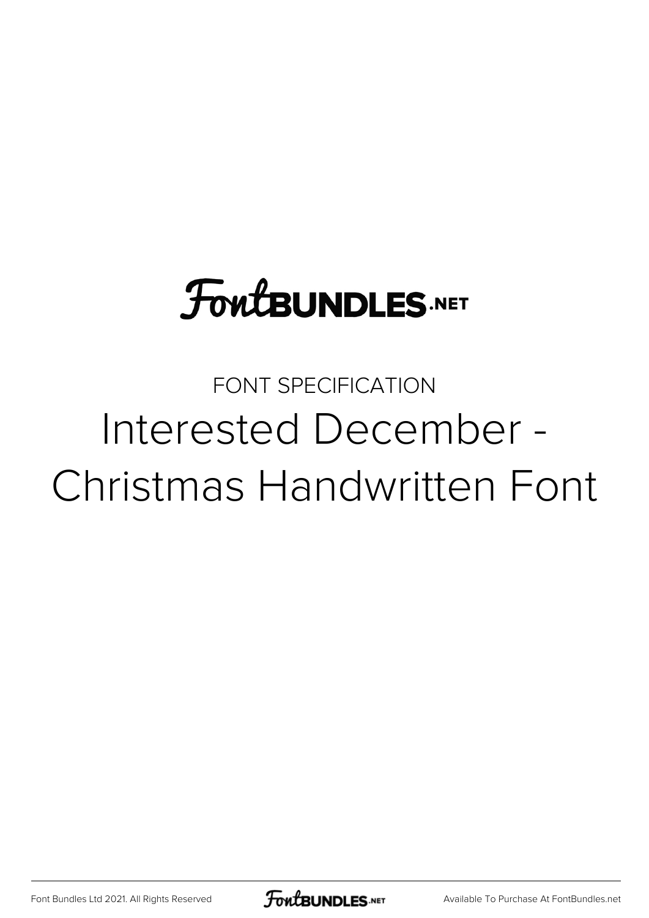FontBUNDLES.NET

FONT SPECIFICATION

# Interested December - Christmas Handwritten Font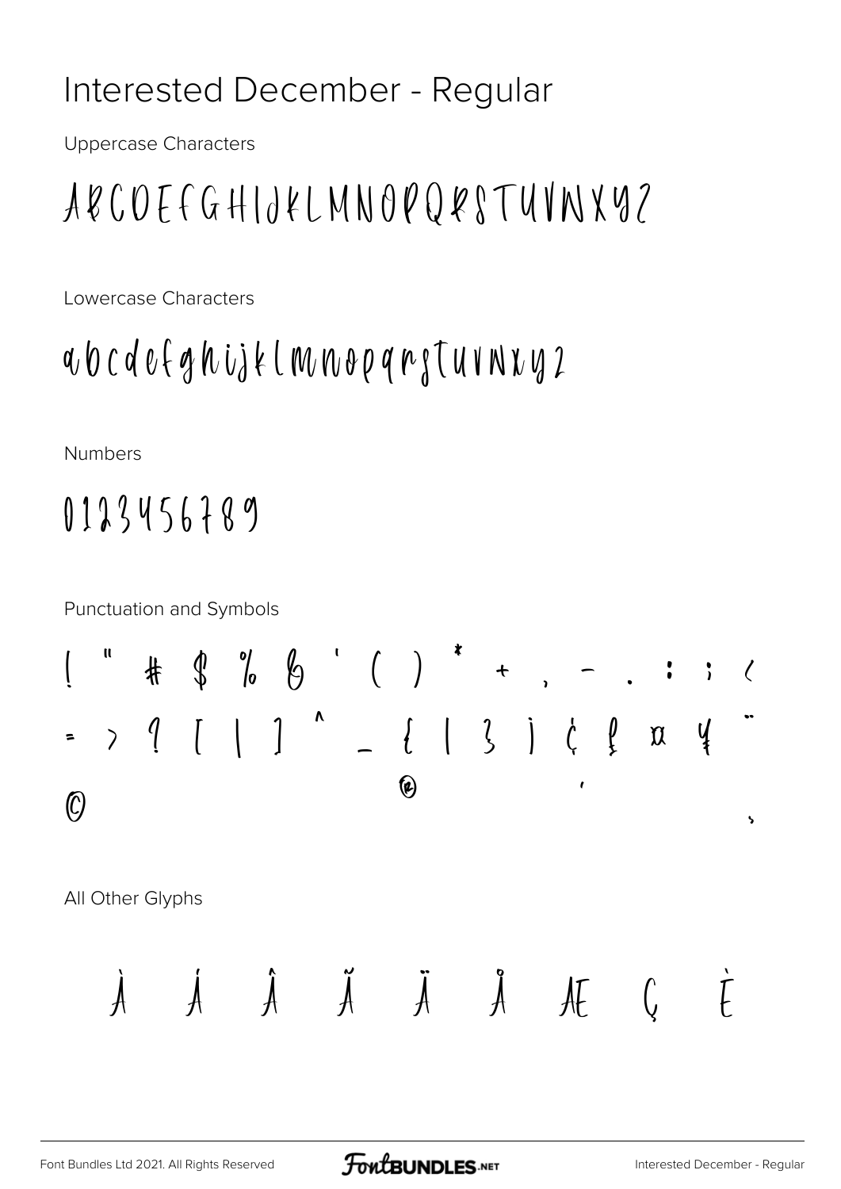# Interested December - Regular

Uppercase Characters

ABCDEFGHIJKLMNOPQRSTUVWXYZ

Lowercase Characters

abcdefghijklmnopqrstuvwxyz

Numbers

0123456789

Punctuation and Symbols

! " # $ % & ' ( ) * + , - . : ; <
= > ? [ | ] ^ _ { | } ¡ ¢ £ ¤ ¥ ¨
© ® ´ ¸

All Other Glyphs

À Á Â Ã Ä Å Æ Ç È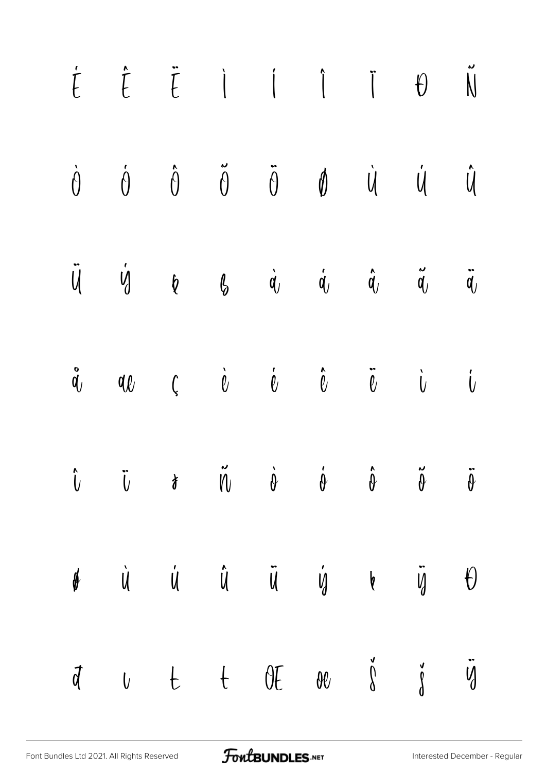É Ê Ë Ì Í Î Ï Ð Ñ

Ò Ó Ô Õ Ö Ø Ù Ú Û

Ü Ý Þ ß à á â ã ä

å æ ç è é ê ë ì í

î ï ð ñ ò ó ô õ ö

ø ù ú û ü ý þ ÿ Đ

đ ı Ł ł Œ œ Š š Ÿ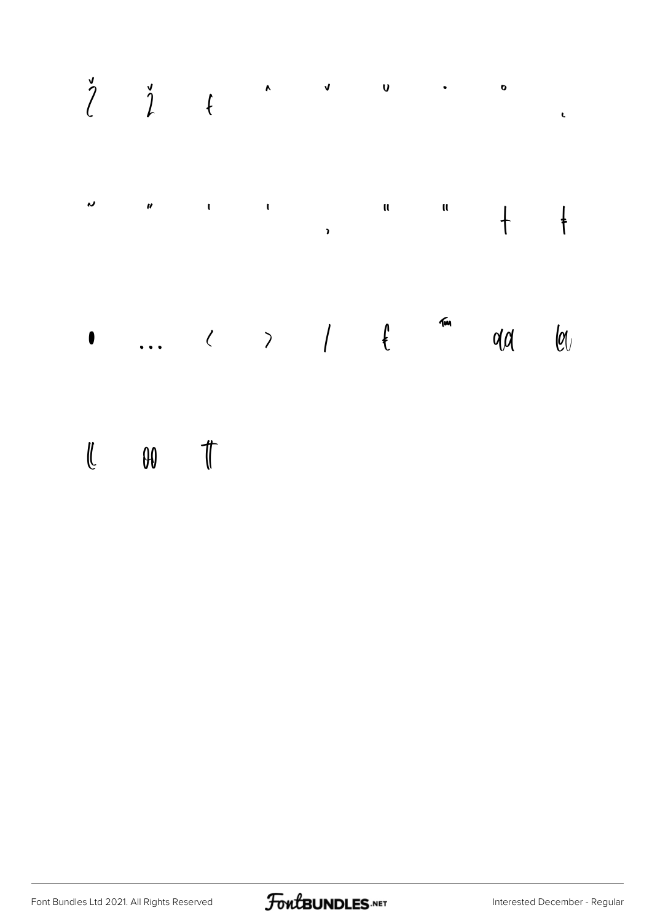Ž ž ƒ ˆ ˇ ˘ ˙ ˚ ˛

˜ ˝ ' ' ‚ " " † ‡

• … ‹ › ⁄ € ™ ꝺꝺ ꝺꝺ

ꝺ ꝺꝺ ꝺ